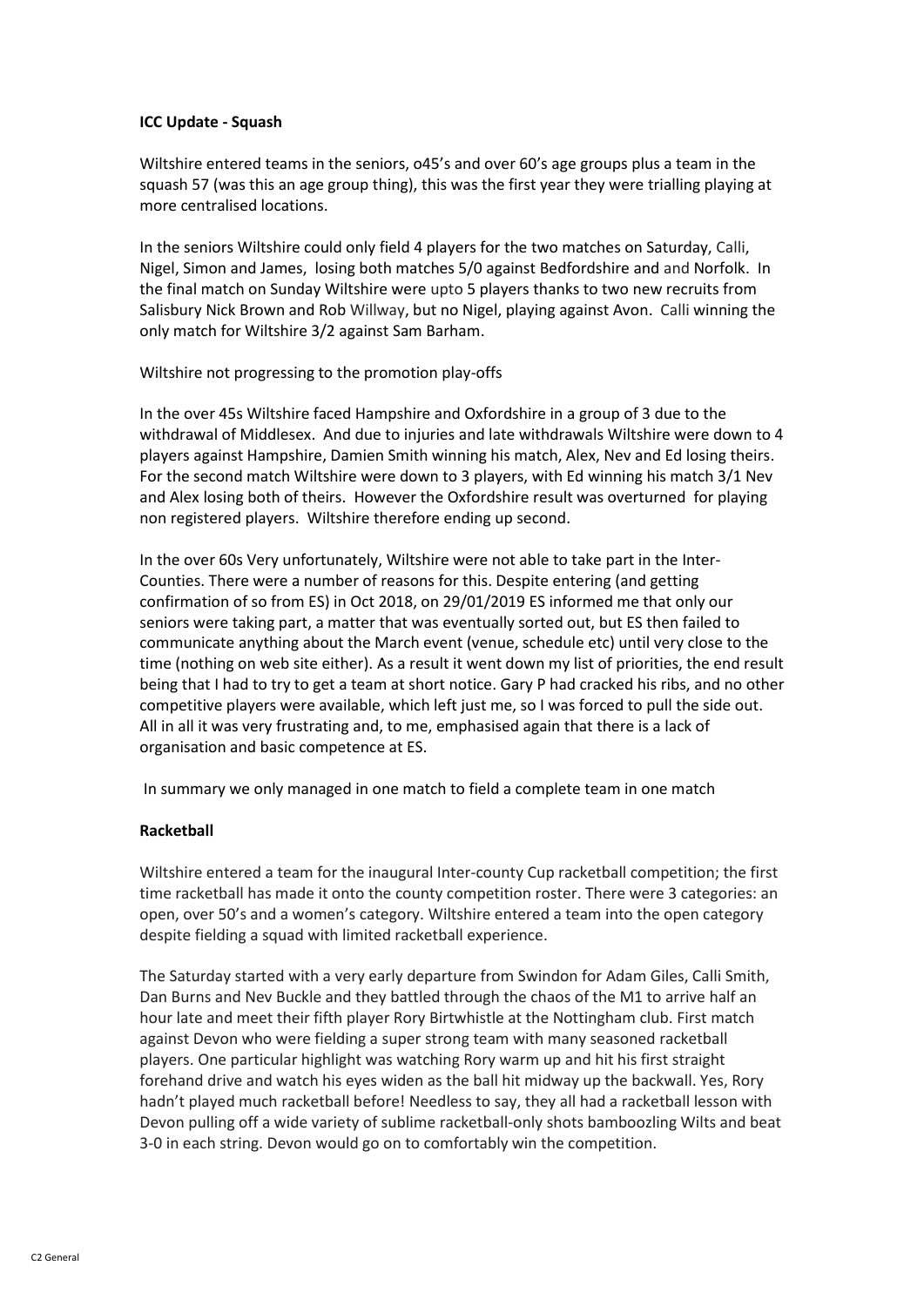**ICC Update - Squash**

Wiltshire entered teams in the seniors, o45's and over 60's age groups plus a team in the squash 57 (was this an age group thing), this was the first year they were trialling playing at more centralised locations.

In the seniors Wiltshire could only field 4 players for the two matches on Saturday, Calli, Nigel, Simon and James, losing both matches 5/0 against Bedfordshire and and Norfolk. In the final match on Sunday Wiltshire were upto 5 players thanks to two new recruits from Salisbury Nick Brown and Rob Willway, but no Nigel, playing against Avon. Calli winning the only match for Wiltshire 3/2 against Sam Barham.

Wiltshire not progressing to the promotion play-offs

In the over 45s Wiltshire faced Hampshire and Oxfordshire in a group of 3 due to the withdrawal of Middlesex. And due to injuries and late withdrawals Wiltshire were down to 4 players against Hampshire, Damien Smith winning his match, Alex, Nev and Ed losing theirs. For the second match Wiltshire were down to 3 players, with Ed winning his match 3/1 Nev and Alex losing both of theirs. However the Oxfordshire result was overturned for playing non registered players. Wiltshire therefore ending up second.

In the over 60s Very unfortunately, Wiltshire were not able to take part in the Inter-Counties. There were a number of reasons for this. Despite entering (and getting confirmation of so from ES) in Oct 2018, on 29/01/2019 ES informed me that only our seniors were taking part, a matter that was eventually sorted out, but ES then failed to communicate anything about the March event (venue, schedule etc) until very close to the time (nothing on web site either). As a result it went down my list of priorities, the end result being that I had to try to get a team at short notice. Gary P had cracked his ribs, and no other competitive players were available, which left just me, so I was forced to pull the side out. All in all it was very frustrating and, to me, emphasised again that there is a lack of organisation and basic competence at ES.

In summary we only managed in one match to field a complete team in one match

**Racketball**

Wiltshire entered a team for the inaugural Inter-county Cup racketball competition; the first time racketball has made it onto the county competition roster. There were 3 categories: an open, over 50's and a women's category. Wiltshire entered a team into the open category despite fielding a squad with limited racketball experience.

The Saturday started with a very early departure from Swindon for Adam Giles, Calli Smith, Dan Burns and Nev Buckle and they battled through the chaos of the M1 to arrive half an hour late and meet their fifth player Rory Birtwhistle at the Nottingham club. First match against Devon who were fielding a super strong team with many seasoned racketball players. One particular highlight was watching Rory warm up and hit his first straight forehand drive and watch his eyes widen as the ball hit midway up the backwall. Yes, Rory hadn't played much racketball before! Needless to say, they all had a racketball lesson with Devon pulling off a wide variety of sublime racketball-only shots bamboozling Wilts and beat 3-0 in each string. Devon would go on to comfortably win the competition.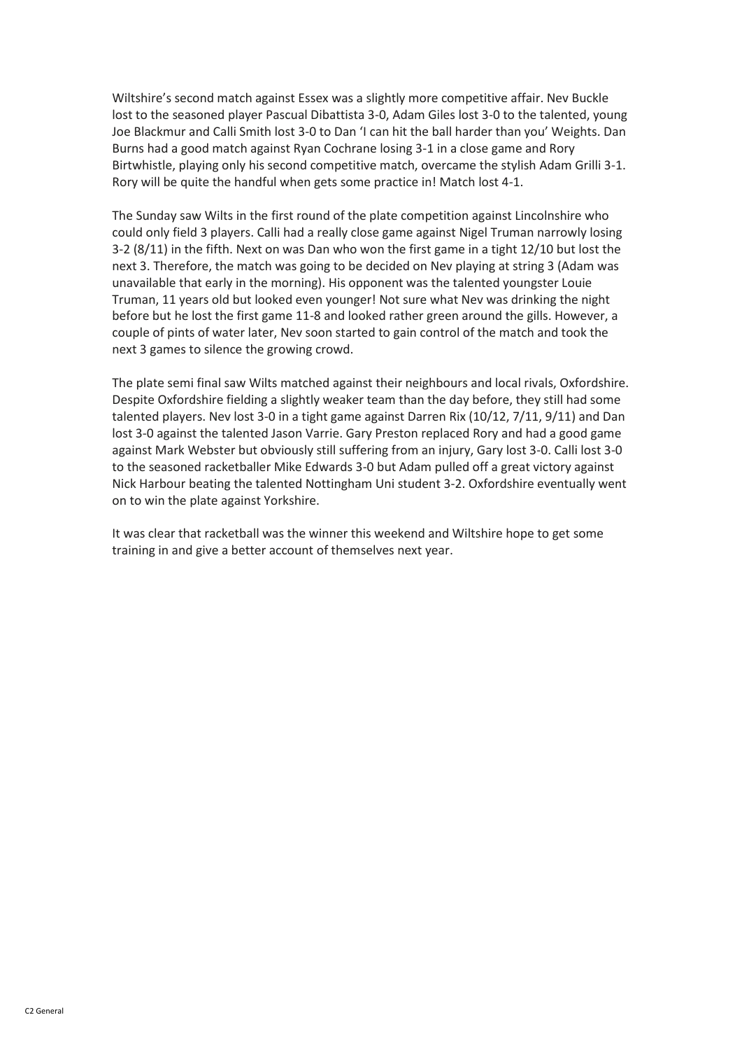Wiltshire's second match against Essex was a slightly more competitive affair. Nev Buckle lost to the seasoned player Pascual Dibattista 3-0, Adam Giles lost 3-0 to the talented, young Joe Blackmur and Calli Smith lost 3-0 to Dan 'I can hit the ball harder than you' Weights. Dan Burns had a good match against Ryan Cochrane losing 3-1 in a close game and Rory Birtwhistle, playing only his second competitive match, overcame the stylish Adam Grilli 3-1. Rory will be quite the handful when gets some practice in! Match lost 4-1.

The Sunday saw Wilts in the first round of the plate competition against Lincolnshire who could only field 3 players. Calli had a really close game against Nigel Truman narrowly losing 3-2 (8/11) in the fifth. Next on was Dan who won the first game in a tight 12/10 but lost the next 3. Therefore, the match was going to be decided on Nev playing at string 3 (Adam was unavailable that early in the morning). His opponent was the talented youngster Louie Truman, 11 years old but looked even younger! Not sure what Nev was drinking the night before but he lost the first game 11-8 and looked rather green around the gills. However, a couple of pints of water later, Nev soon started to gain control of the match and took the next 3 games to silence the growing crowd.

The plate semi final saw Wilts matched against their neighbours and local rivals, Oxfordshire. Despite Oxfordshire fielding a slightly weaker team than the day before, they still had some talented players. Nev lost 3-0 in a tight game against Darren Rix (10/12, 7/11, 9/11) and Dan lost 3-0 against the talented Jason Varrie. Gary Preston replaced Rory and had a good game against Mark Webster but obviously still suffering from an injury, Gary lost 3-0. Calli lost 3-0 to the seasoned racketballer Mike Edwards 3-0 but Adam pulled off a great victory against Nick Harbour beating the talented Nottingham Uni student 3-2. Oxfordshire eventually went on to win the plate against Yorkshire.

It was clear that racketball was the winner this weekend and Wiltshire hope to get some training in and give a better account of themselves next year.